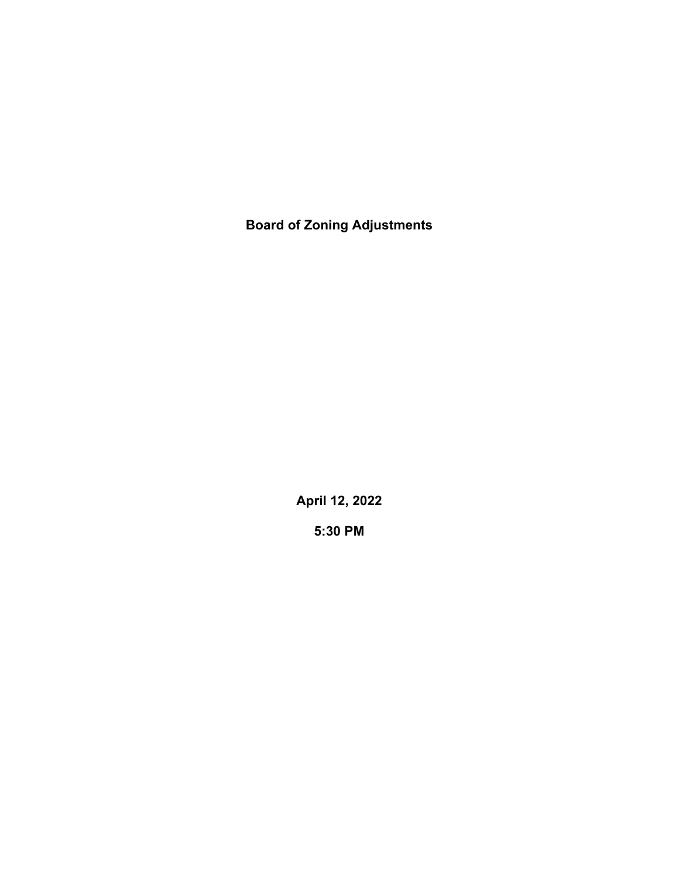# Board of Zoning Adjustments

**April 12, 2022**

**5:30 PM**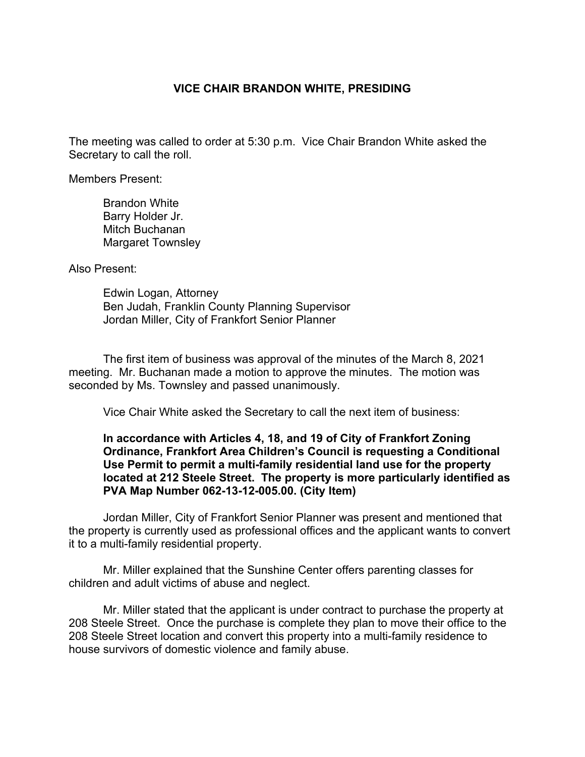## VICE CHAIR BRANDON WHITE, PRESIDING

The meeting was called to order at 5:30 p.m. Vice Chair Brandon White asked the Secretary to call the roll.

Members Present:

Brandon White
Barry Holder Jr.
Mitch Buchanan
Margaret Townsley

Also Present:

Edwin Logan, Attorney
Ben Judah, Franklin County Planning Supervisor
Jordan Miller, City of Frankfort Senior Planner

The first item of business was approval of the minutes of the March 8, 2021 meeting. Mr. Buchanan made a motion to approve the minutes. The motion was seconded by Ms. Townsley and passed unanimously.

Vice Chair White asked the Secretary to call the next item of business:

**In accordance with Articles 4, 18, and 19 of City of Frankfort Zoning Ordinance, Frankfort Area Children's Council is requesting a Conditional Use Permit to permit a multi-family residential land use for the property located at 212 Steele Street. The property is more particularly identified as PVA Map Number 062-13-12-005.00. (City Item)**

Jordan Miller, City of Frankfort Senior Planner was present and mentioned that the property is currently used as professional offices and the applicant wants to convert it to a multi-family residential property.

Mr. Miller explained that the Sunshine Center offers parenting classes for children and adult victims of abuse and neglect.

Mr. Miller stated that the applicant is under contract to purchase the property at 208 Steele Street. Once the purchase is complete they plan to move their office to the 208 Steele Street location and convert this property into a multi-family residence to house survivors of domestic violence and family abuse.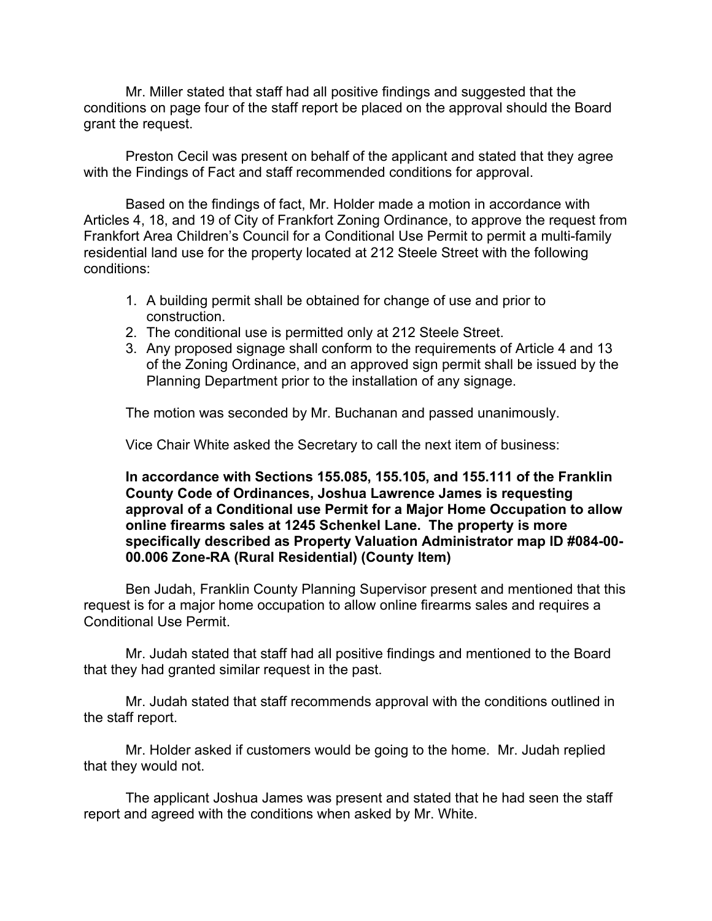Mr. Miller stated that staff had all positive findings and suggested that the conditions on page four of the staff report be placed on the approval should the Board grant the request.

Preston Cecil was present on behalf of the applicant and stated that they agree with the Findings of Fact and staff recommended conditions for approval.

Based on the findings of fact, Mr. Holder made a motion in accordance with Articles 4, 18, and 19 of City of Frankfort Zoning Ordinance, to approve the request from Frankfort Area Children's Council for a Conditional Use Permit to permit a multi-family residential land use for the property located at 212 Steele Street with the following conditions:

1. A building permit shall be obtained for change of use and prior to construction.
2. The conditional use is permitted only at 212 Steele Street.
3. Any proposed signage shall conform to the requirements of Article 4 and 13 of the Zoning Ordinance, and an approved sign permit shall be issued by the Planning Department prior to the installation of any signage.

The motion was seconded by Mr. Buchanan and passed unanimously.

Vice Chair White asked the Secretary to call the next item of business:

**In accordance with Sections 155.085, 155.105, and 155.111 of the Franklin County Code of Ordinances, Joshua Lawrence James is requesting approval of a Conditional use Permit for a Major Home Occupation to allow online firearms sales at 1245 Schenkel Lane. The property is more specifically described as Property Valuation Administrator map ID #084-00-00.006 Zone-RA (Rural Residential) (County Item)**

Ben Judah, Franklin County Planning Supervisor present and mentioned that this request is for a major home occupation to allow online firearms sales and requires a Conditional Use Permit.

Mr. Judah stated that staff had all positive findings and mentioned to the Board that they had granted similar request in the past.

Mr. Judah stated that staff recommends approval with the conditions outlined in the staff report.

Mr. Holder asked if customers would be going to the home. Mr. Judah replied that they would not.

The applicant Joshua James was present and stated that he had seen the staff report and agreed with the conditions when asked by Mr. White.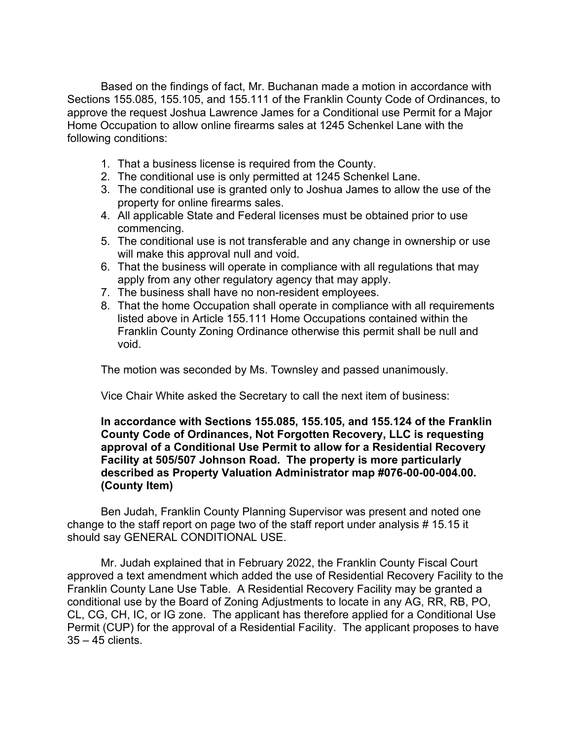Based on the findings of fact, Mr. Buchanan made a motion in accordance with Sections 155.085, 155.105, and 155.111 of the Franklin County Code of Ordinances, to approve the request Joshua Lawrence James for a Conditional use Permit for a Major Home Occupation to allow online firearms sales at 1245 Schenkel Lane with the following conditions:

1. That a business license is required from the County.
2. The conditional use is only permitted at 1245 Schenkel Lane.
3. The conditional use is granted only to Joshua James to allow the use of the property for online firearms sales.
4. All applicable State and Federal licenses must be obtained prior to use commencing.
5. The conditional use is not transferable and any change in ownership or use will make this approval null and void.
6. That the business will operate in compliance with all regulations that may apply from any other regulatory agency that may apply.
7. The business shall have no non-resident employees.
8. That the home Occupation shall operate in compliance with all requirements listed above in Article 155.111 Home Occupations contained within the Franklin County Zoning Ordinance otherwise this permit shall be null and void.

The motion was seconded by Ms. Townsley and passed unanimously.

Vice Chair White asked the Secretary to call the next item of business:

**In accordance with Sections 155.085, 155.105, and 155.124 of the Franklin County Code of Ordinances, Not Forgotten Recovery, LLC is requesting approval of a Conditional Use Permit to allow for a Residential Recovery Facility at 505/507 Johnson Road. The property is more particularly described as Property Valuation Administrator map #076-00-00-004.00. (County Item)**

Ben Judah, Franklin County Planning Supervisor was present and noted one change to the staff report on page two of the staff report under analysis # 15.15 it should say GENERAL CONDITIONAL USE.

Mr. Judah explained that in February 2022, the Franklin County Fiscal Court approved a text amendment which added the use of Residential Recovery Facility to the Franklin County Lane Use Table. A Residential Recovery Facility may be granted a conditional use by the Board of Zoning Adjustments to locate in any AG, RR, RB, PO, CL, CG, CH, IC, or IG zone. The applicant has therefore applied for a Conditional Use Permit (CUP) for the approval of a Residential Facility. The applicant proposes to have 35 – 45 clients.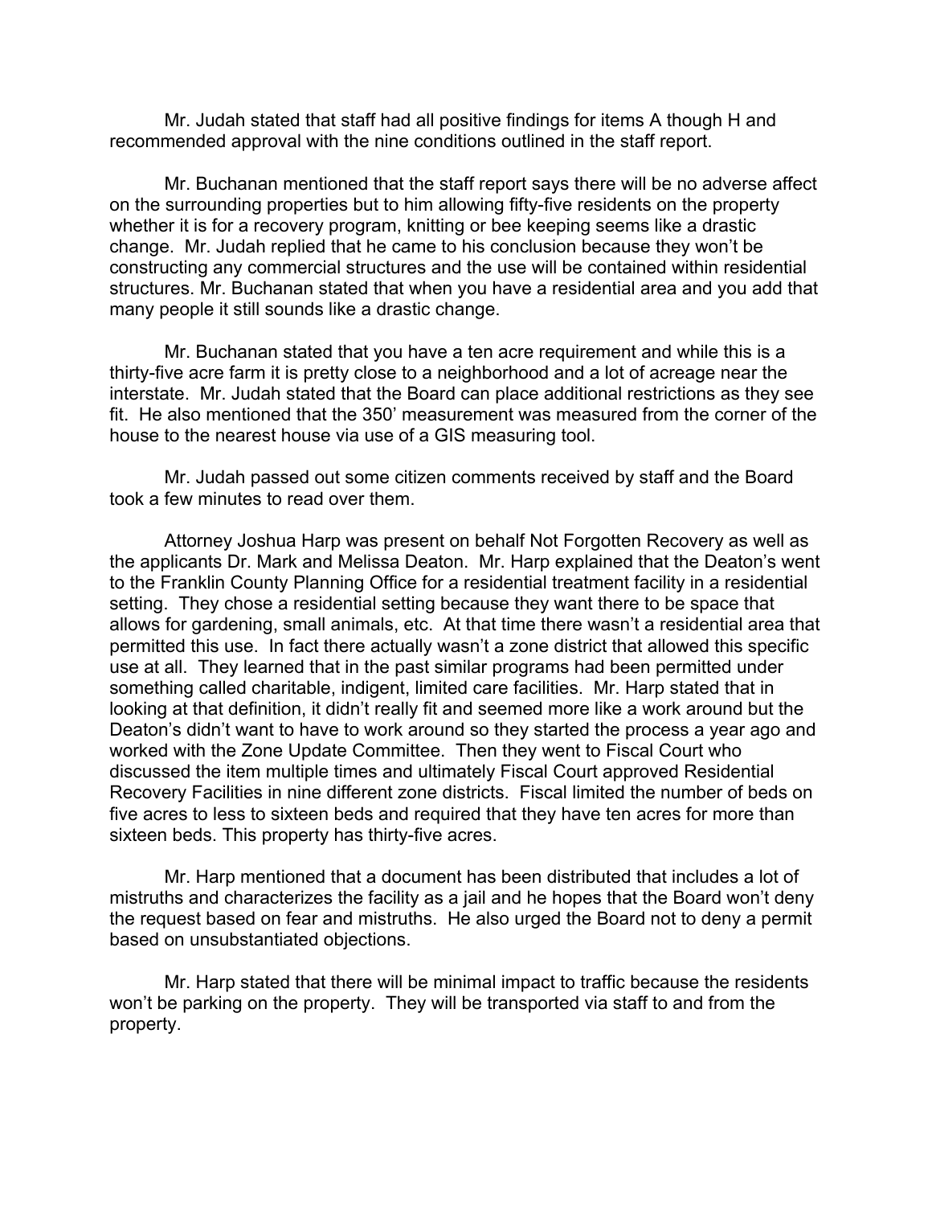Mr. Judah stated that staff had all positive findings for items A though H and recommended approval with the nine conditions outlined in the staff report.

Mr. Buchanan mentioned that the staff report says there will be no adverse affect on the surrounding properties but to him allowing fifty-five residents on the property whether it is for a recovery program, knitting or bee keeping seems like a drastic change. Mr. Judah replied that he came to his conclusion because they won't be constructing any commercial structures and the use will be contained within residential structures. Mr. Buchanan stated that when you have a residential area and you add that many people it still sounds like a drastic change.

Mr. Buchanan stated that you have a ten acre requirement and while this is a thirty-five acre farm it is pretty close to a neighborhood and a lot of acreage near the interstate. Mr. Judah stated that the Board can place additional restrictions as they see fit. He also mentioned that the 350' measurement was measured from the corner of the house to the nearest house via use of a GIS measuring tool.

Mr. Judah passed out some citizen comments received by staff and the Board took a few minutes to read over them.

Attorney Joshua Harp was present on behalf Not Forgotten Recovery as well as the applicants Dr. Mark and Melissa Deaton. Mr. Harp explained that the Deaton's went to the Franklin County Planning Office for a residential treatment facility in a residential setting. They chose a residential setting because they want there to be space that allows for gardening, small animals, etc. At that time there wasn't a residential area that permitted this use. In fact there actually wasn't a zone district that allowed this specific use at all. They learned that in the past similar programs had been permitted under something called charitable, indigent, limited care facilities. Mr. Harp stated that in looking at that definition, it didn't really fit and seemed more like a work around but the Deaton's didn't want to have to work around so they started the process a year ago and worked with the Zone Update Committee. Then they went to Fiscal Court who discussed the item multiple times and ultimately Fiscal Court approved Residential Recovery Facilities in nine different zone districts. Fiscal limited the number of beds on five acres to less to sixteen beds and required that they have ten acres for more than sixteen beds. This property has thirty-five acres.

Mr. Harp mentioned that a document has been distributed that includes a lot of mistruths and characterizes the facility as a jail and he hopes that the Board won't deny the request based on fear and mistruths. He also urged the Board not to deny a permit based on unsubstantiated objections.

Mr. Harp stated that there will be minimal impact to traffic because the residents won't be parking on the property. They will be transported via staff to and from the property.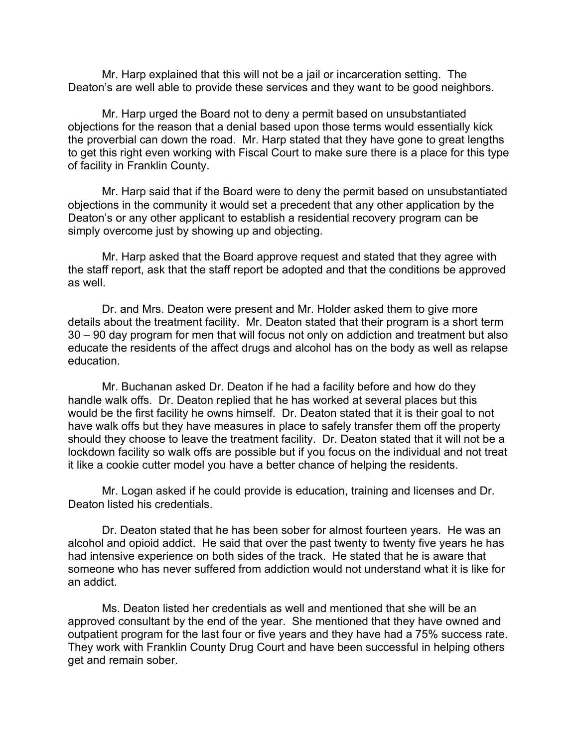Mr. Harp explained that this will not be a jail or incarceration setting. The Deaton's are well able to provide these services and they want to be good neighbors.

Mr. Harp urged the Board not to deny a permit based on unsubstantiated objections for the reason that a denial based upon those terms would essentially kick the proverbial can down the road. Mr. Harp stated that they have gone to great lengths to get this right even working with Fiscal Court to make sure there is a place for this type of facility in Franklin County.

Mr. Harp said that if the Board were to deny the permit based on unsubstantiated objections in the community it would set a precedent that any other application by the Deaton's or any other applicant to establish a residential recovery program can be simply overcome just by showing up and objecting.

Mr. Harp asked that the Board approve request and stated that they agree with the staff report, ask that the staff report be adopted and that the conditions be approved as well.

Dr. and Mrs. Deaton were present and Mr. Holder asked them to give more details about the treatment facility. Mr. Deaton stated that their program is a short term 30 – 90 day program for men that will focus not only on addiction and treatment but also educate the residents of the affect drugs and alcohol has on the body as well as relapse education.

Mr. Buchanan asked Dr. Deaton if he had a facility before and how do they handle walk offs. Dr. Deaton replied that he has worked at several places but this would be the first facility he owns himself. Dr. Deaton stated that it is their goal to not have walk offs but they have measures in place to safely transfer them off the property should they choose to leave the treatment facility. Dr. Deaton stated that it will not be a lockdown facility so walk offs are possible but if you focus on the individual and not treat it like a cookie cutter model you have a better chance of helping the residents.

Mr. Logan asked if he could provide is education, training and licenses and Dr. Deaton listed his credentials.

Dr. Deaton stated that he has been sober for almost fourteen years. He was an alcohol and opioid addict. He said that over the past twenty to twenty five years he has had intensive experience on both sides of the track. He stated that he is aware that someone who has never suffered from addiction would not understand what it is like for an addict.

Ms. Deaton listed her credentials as well and mentioned that she will be an approved consultant by the end of the year. She mentioned that they have owned and outpatient program for the last four or five years and they have had a 75% success rate. They work with Franklin County Drug Court and have been successful in helping others get and remain sober.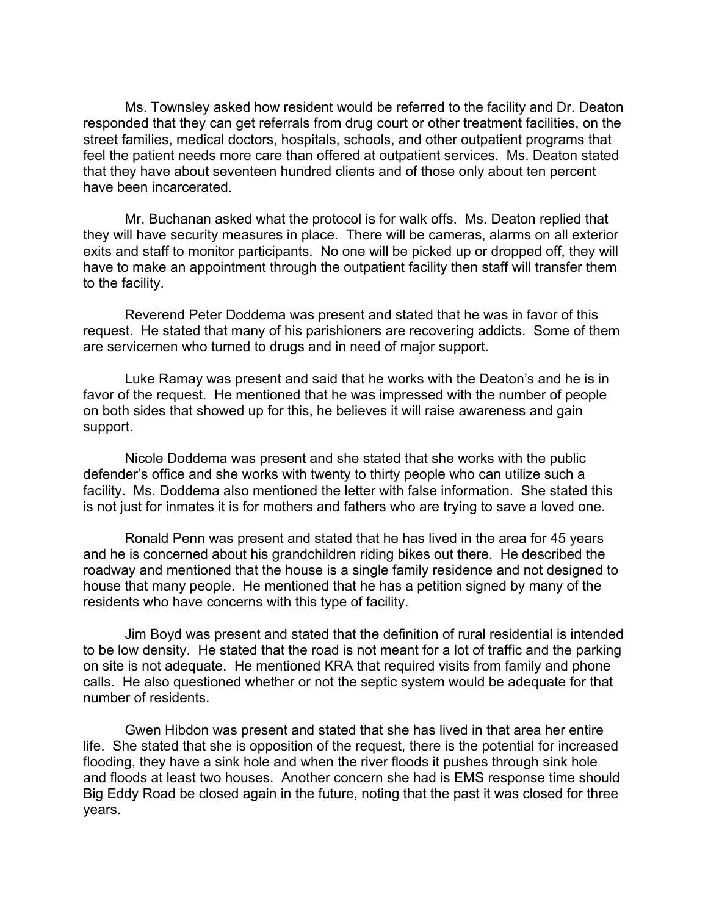Ms. Townsley asked how resident would be referred to the facility and Dr. Deaton responded that they can get referrals from drug court or other treatment facilities, on the street families, medical doctors, hospitals, schools, and other outpatient programs that feel the patient needs more care than offered at outpatient services. Ms. Deaton stated that they have about seventeen hundred clients and of those only about ten percent have been incarcerated.

Mr. Buchanan asked what the protocol is for walk offs. Ms. Deaton replied that they will have security measures in place. There will be cameras, alarms on all exterior exits and staff to monitor participants. No one will be picked up or dropped off, they will have to make an appointment through the outpatient facility then staff will transfer them to the facility.

Reverend Peter Doddema was present and stated that he was in favor of this request. He stated that many of his parishioners are recovering addicts. Some of them are servicemen who turned to drugs and in need of major support.

Luke Ramay was present and said that he works with the Deaton's and he is in favor of the request. He mentioned that he was impressed with the number of people on both sides that showed up for this, he believes it will raise awareness and gain support.

Nicole Doddema was present and she stated that she works with the public defender's office and she works with twenty to thirty people who can utilize such a facility. Ms. Doddema also mentioned the letter with false information. She stated this is not just for inmates it is for mothers and fathers who are trying to save a loved one.

Ronald Penn was present and stated that he has lived in the area for 45 years and he is concerned about his grandchildren riding bikes out there. He described the roadway and mentioned that the house is a single family residence and not designed to house that many people. He mentioned that he has a petition signed by many of the residents who have concerns with this type of facility.

Jim Boyd was present and stated that the definition of rural residential is intended to be low density. He stated that the road is not meant for a lot of traffic and the parking on site is not adequate. He mentioned KRA that required visits from family and phone calls. He also questioned whether or not the septic system would be adequate for that number of residents.

Gwen Hibdon was present and stated that she has lived in that area her entire life. She stated that she is opposition of the request, there is the potential for increased flooding, they have a sink hole and when the river floods it pushes through sink hole and floods at least two houses. Another concern she had is EMS response time should Big Eddy Road be closed again in the future, noting that the past it was closed for three years.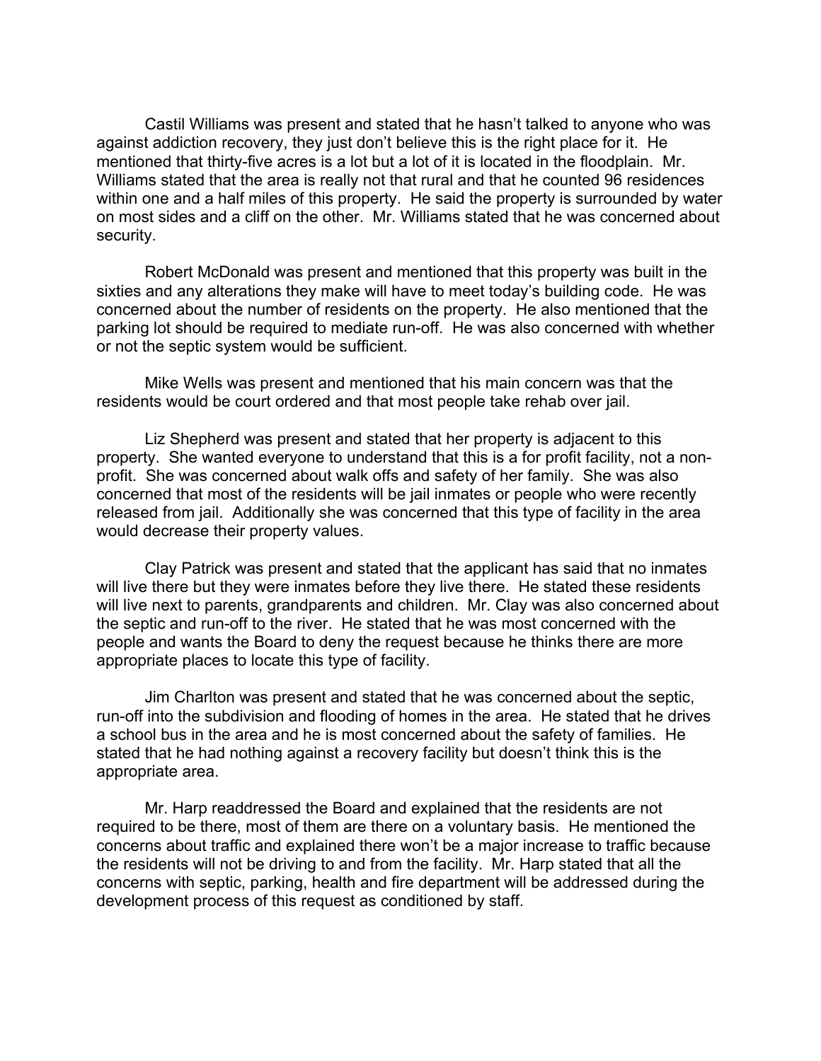Castil Williams was present and stated that he hasn't talked to anyone who was against addiction recovery, they just don't believe this is the right place for it. He mentioned that thirty-five acres is a lot but a lot of it is located in the floodplain. Mr. Williams stated that the area is really not that rural and that he counted 96 residences within one and a half miles of this property. He said the property is surrounded by water on most sides and a cliff on the other. Mr. Williams stated that he was concerned about security.

Robert McDonald was present and mentioned that this property was built in the sixties and any alterations they make will have to meet today's building code. He was concerned about the number of residents on the property. He also mentioned that the parking lot should be required to mediate run-off. He was also concerned with whether or not the septic system would be sufficient.

Mike Wells was present and mentioned that his main concern was that the residents would be court ordered and that most people take rehab over jail.

Liz Shepherd was present and stated that her property is adjacent to this property. She wanted everyone to understand that this is a for profit facility, not a non-profit. She was concerned about walk offs and safety of her family. She was also concerned that most of the residents will be jail inmates or people who were recently released from jail. Additionally she was concerned that this type of facility in the area would decrease their property values.

Clay Patrick was present and stated that the applicant has said that no inmates will live there but they were inmates before they live there. He stated these residents will live next to parents, grandparents and children. Mr. Clay was also concerned about the septic and run-off to the river. He stated that he was most concerned with the people and wants the Board to deny the request because he thinks there are more appropriate places to locate this type of facility.

Jim Charlton was present and stated that he was concerned about the septic, run-off into the subdivision and flooding of homes in the area. He stated that he drives a school bus in the area and he is most concerned about the safety of families. He stated that he had nothing against a recovery facility but doesn't think this is the appropriate area.

Mr. Harp readdressed the Board and explained that the residents are not required to be there, most of them are there on a voluntary basis. He mentioned the concerns about traffic and explained there won't be a major increase to traffic because the residents will not be driving to and from the facility. Mr. Harp stated that all the concerns with septic, parking, health and fire department will be addressed during the development process of this request as conditioned by staff.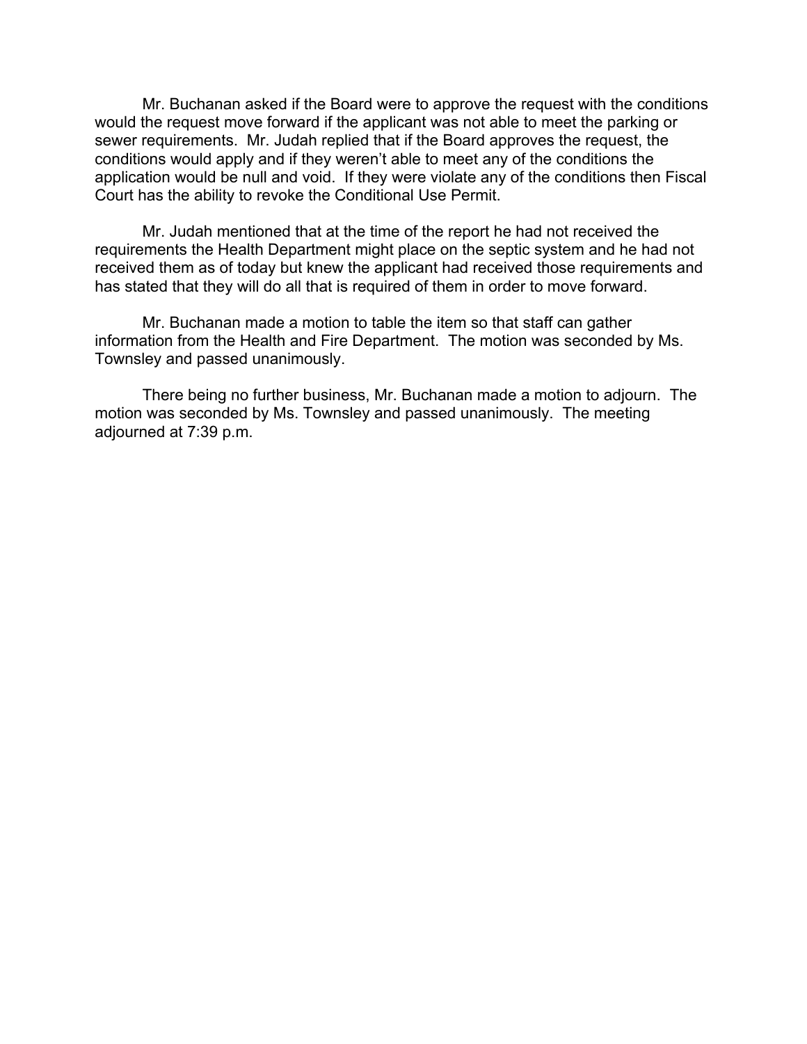Mr. Buchanan asked if the Board were to approve the request with the conditions would the request move forward if the applicant was not able to meet the parking or sewer requirements. Mr. Judah replied that if the Board approves the request, the conditions would apply and if they weren't able to meet any of the conditions the application would be null and void. If they were violate any of the conditions then Fiscal Court has the ability to revoke the Conditional Use Permit.

Mr. Judah mentioned that at the time of the report he had not received the requirements the Health Department might place on the septic system and he had not received them as of today but knew the applicant had received those requirements and has stated that they will do all that is required of them in order to move forward.

Mr. Buchanan made a motion to table the item so that staff can gather information from the Health and Fire Department. The motion was seconded by Ms. Townsley and passed unanimously.

There being no further business, Mr. Buchanan made a motion to adjourn. The motion was seconded by Ms. Townsley and passed unanimously. The meeting adjourned at 7:39 p.m.